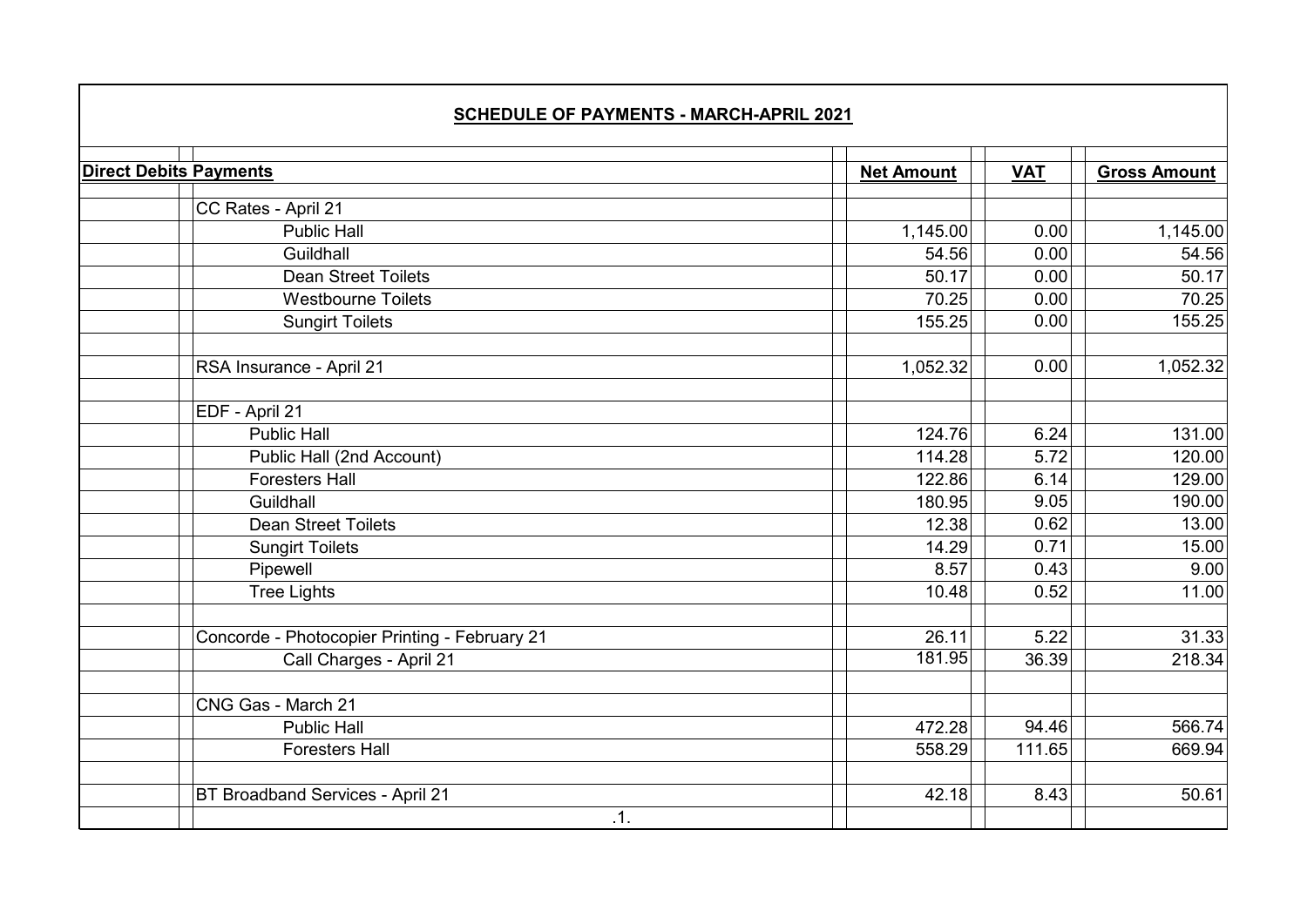## SCHEDULE OF PAYMENTS - MARCH-APRIL 2021

| Direct Debits Payments | | Net Amount | VAT | Gross Amount |
|---|---|---|---|---|
| | CC Rates - April 21 | | | |
| | Public Hall | 1,145.00 | 0.00 | 1,145.00 |
| | Guildhall | 54.56 | 0.00 | 54.56 |
| | Dean Street Toilets | 50.17 | 0.00 | 50.17 |
| | Westbourne Toilets | 70.25 | 0.00 | 70.25 |
| | Sungirt Toilets | 155.25 | 0.00 | 155.25 |
| | | | | |
| | RSA Insurance - April 21 | 1,052.32 | 0.00 | 1,052.32 |
| | | | | |
| | EDF - April 21 | | | |
| | Public Hall | 124.76 | 6.24 | 131.00 |
| | Public Hall (2nd Account) | 114.28 | 5.72 | 120.00 |
| | Foresters Hall | 122.86 | 6.14 | 129.00 |
| | Guildhall | 180.95 | 9.05 | 190.00 |
| | Dean Street Toilets | 12.38 | 0.62 | 13.00 |
| | Sungirt Toilets | 14.29 | 0.71 | 15.00 |
| | Pipewell | 8.57 | 0.43 | 9.00 |
| | Tree Lights | 10.48 | 0.52 | 11.00 |
| | | | | |
| | Concorde - Photocopier Printing - February 21 | 26.11 | 5.22 | 31.33 |
| | Call Charges - April 21 | 181.95 | 36.39 | 218.34 |
| | | | | |
| | CNG Gas - March 21 | | | |
| | Public Hall | 472.28 | 94.46 | 566.74 |
| | Foresters Hall | 558.29 | 111.65 | 669.94 |
| | | | | |
| | BT Broadband Services - April 21 | 42.18 | 8.43 | 50.61 |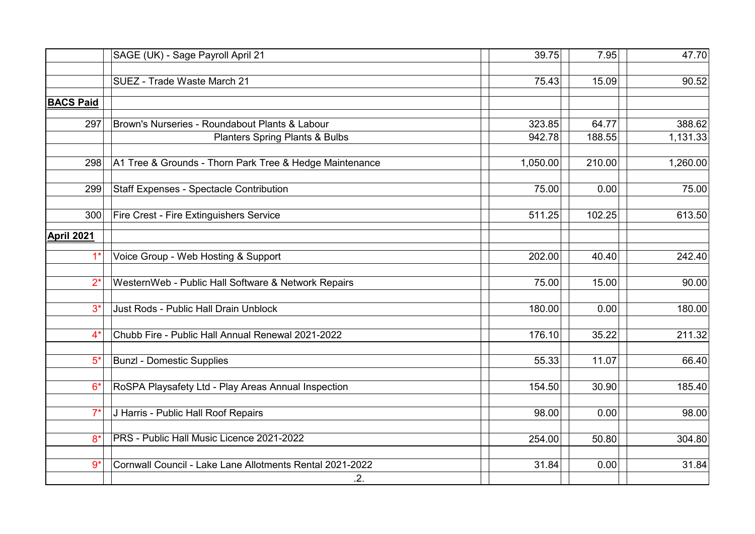| | | | | |
|---|---|---|---|---|
| | SAGE (UK) - Sage Payroll April 21 | 39.75 | 7.95 | 47.70 |
| | SUEZ - Trade Waste March 21 | 75.43 | 15.09 | 90.52 |
| **BACS Paid** | | | | |
| 297 | Brown's Nurseries - Roundabout Plants & Labour | 323.85 | 64.77 | 388.62 |
| | Planters Spring Plants & Bulbs | 942.78 | 188.55 | 1,131.33 |
| 298 | A1 Tree & Grounds - Thorn Park Tree & Hedge Maintenance | 1,050.00 | 210.00 | 1,260.00 |
| 299 | Staff Expenses - Spectacle Contribution | 75.00 | 0.00 | 75.00 |
| 300 | Fire Crest - Fire Extinguishers Service | 511.25 | 102.25 | 613.50 |
| **April 2021** | | | | |
| 1* | Voice Group - Web Hosting & Support | 202.00 | 40.40 | 242.40 |
| 2* | WesternWeb - Public Hall Software & Network Repairs | 75.00 | 15.00 | 90.00 |
| 3* | Just Rods - Public Hall Drain Unblock | 180.00 | 0.00 | 180.00 |
| 4* | Chubb Fire - Public Hall Annual Renewal 2021-2022 | 176.10 | 35.22 | 211.32 |
| 5* | Bunzl - Domestic Supplies | 55.33 | 11.07 | 66.40 |
| 6* | RoSPA Playsafety Ltd - Play Areas Annual Inspection | 154.50 | 30.90 | 185.40 |
| 7* | J Harris - Public Hall Roof Repairs | 98.00 | 0.00 | 98.00 |
| 8* | PRS - Public Hall Music Licence 2021-2022 | 254.00 | 50.80 | 304.80 |
| 9* | Cornwall Council - Lake Lane Allotments Rental 2021-2022 | 31.84 | 0.00 | 31.84 |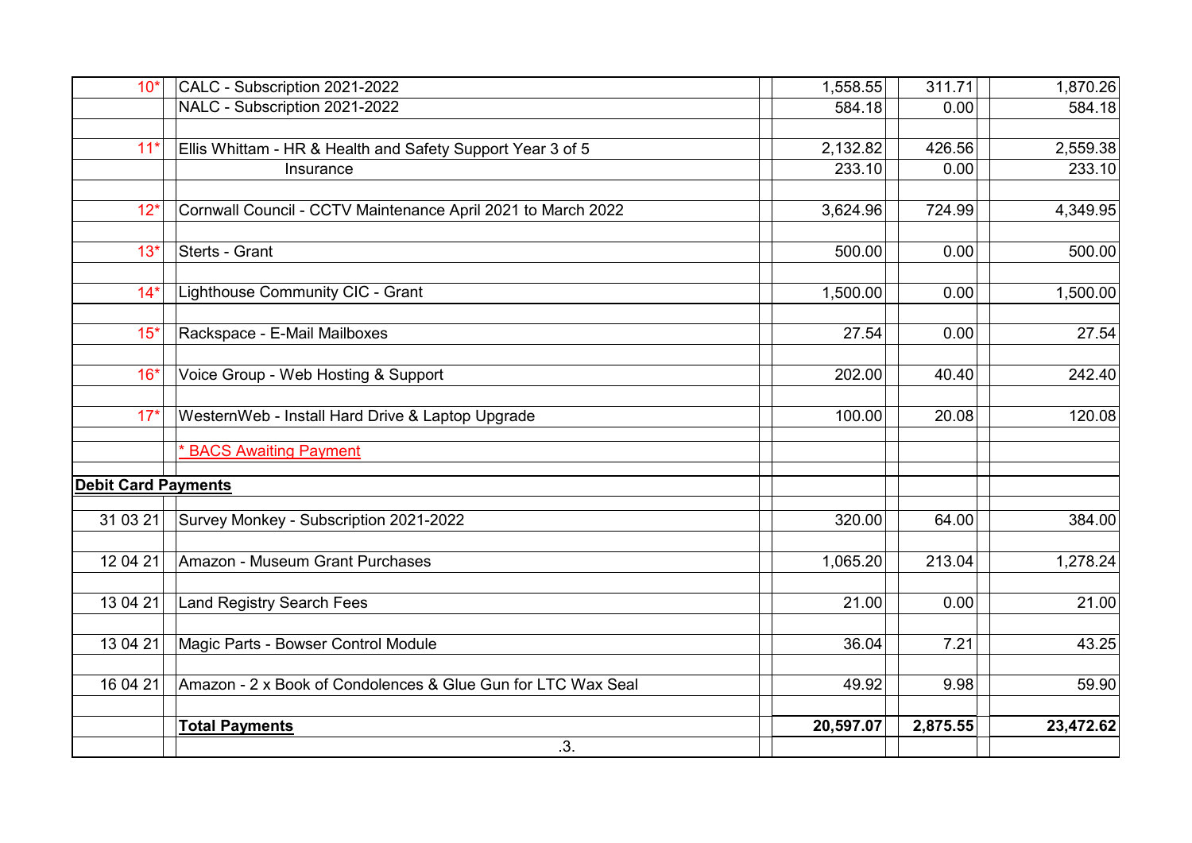| | | | | |
|---|---|---|---|---|
| 10* | CALC - Subscription 2021-2022 | 1,558.55 | 311.71 | 1,870.26 |
| | NALC - Subscription 2021-2022 | 584.18 | 0.00 | 584.18 |
| | | | | |
| 11* | Ellis Whittam - HR & Health and Safety Support Year 3 of 5 | 2,132.82 | 426.56 | 2,559.38 |
| | Insurance | 233.10 | 0.00 | 233.10 |
| | | | | |
| 12* | Cornwall Council - CCTV Maintenance April 2021 to March 2022 | 3,624.96 | 724.99 | 4,349.95 |
| | | | | |
| 13* | Sterts - Grant | 500.00 | 0.00 | 500.00 |
| | | | | |
| 14* | Lighthouse Community CIC - Grant | 1,500.00 | 0.00 | 1,500.00 |
| | | | | |
| 15* | Rackspace - E-Mail Mailboxes | 27.54 | 0.00 | 27.54 |
| | | | | |
| 16* | Voice Group - Web Hosting & Support | 202.00 | 40.40 | 242.40 |
| | | | | |
| 17* | WesternWeb - Install Hard Drive & Laptop Upgrade | 100.00 | 20.08 | 120.08 |
| | | | | |
| | * BACS Awaiting Payment | | | |
| | | | | |
| **Debit Card Payments** | | | | |
| | | | | |
| 31 03 21 | Survey Monkey - Subscription 2021-2022 | 320.00 | 64.00 | 384.00 |
| | | | | |
| 12 04 21 | Amazon - Museum Grant Purchases | 1,065.20 | 213.04 | 1,278.24 |
| | | | | |
| 13 04 21 | Land Registry Search Fees | 21.00 | 0.00 | 21.00 |
| | | | | |
| 13 04 21 | Magic Parts - Bowser Control Module | 36.04 | 7.21 | 43.25 |
| | | | | |
| 16 04 21 | Amazon - 2 x Book of Condolences & Glue Gun for LTC Wax Seal | 49.92 | 9.98 | 59.90 |
| | | | | |
| | **Total Payments** | **20,597.07** | **2,875.55** | **23,472.62** |
| | .3. | | | |